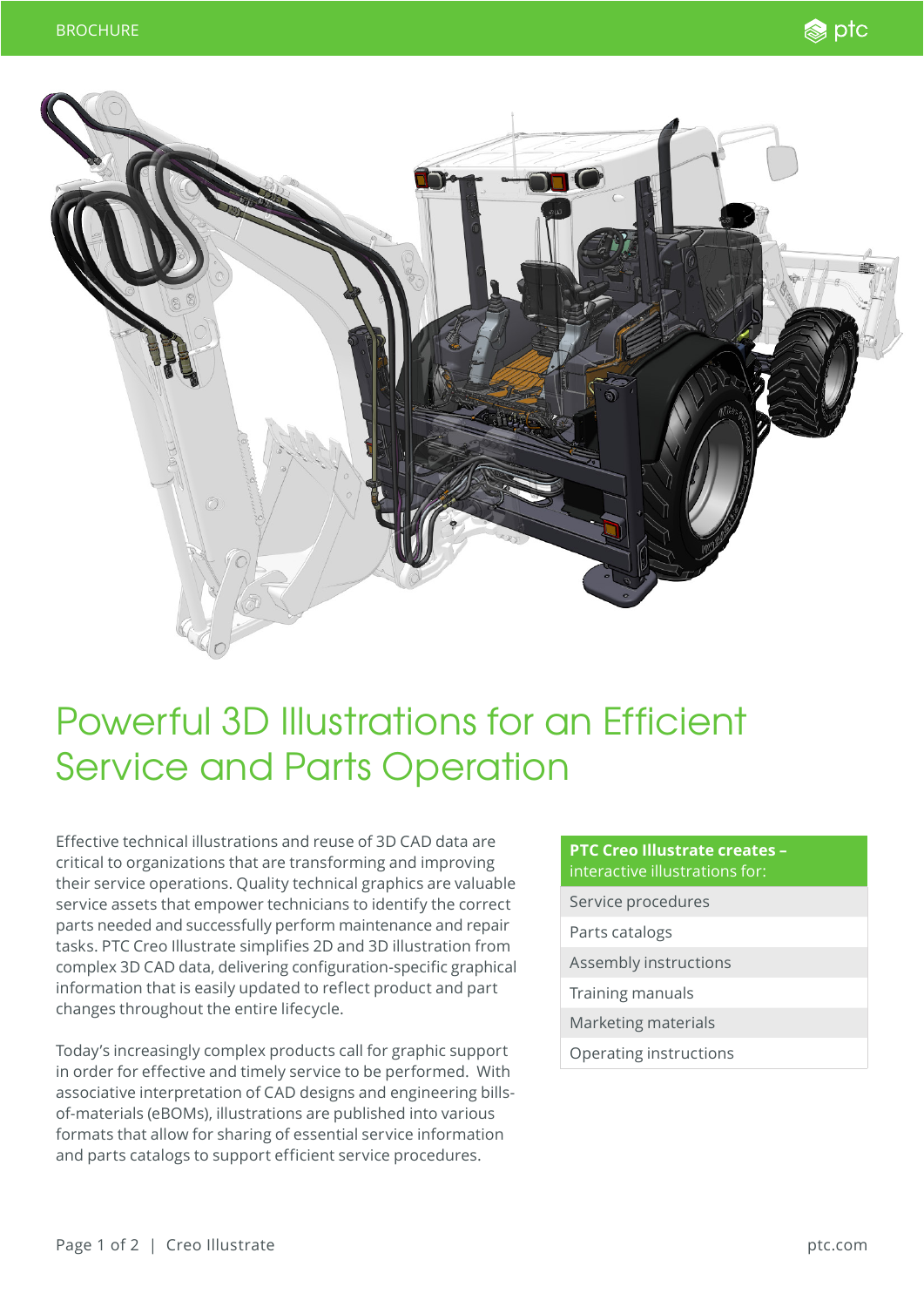BROCHURE

# Powerful 3D Illustrations for an Efficient Service and Parts Operation

Effective technical illustrations and reuse of 3D CAD data are critical to organizations that are transforming and improving their service operations. Quality technical graphics are valuable service assets that empower technicians to identify the correct parts needed and successfully perform maintenance and repair tasks. PTC Creo Illustrate simplifies 2D and 3D illustration from complex 3D CAD data, delivering configuration-specific graphical information that is easily updated to reflect product and part changes throughout the entire lifecycle.

Today's increasingly complex products call for graphic support in order for effective and timely service to be performed. With associative interpretation of CAD designs and engineering bills-of-materials (eBOMs), illustrations are published into various formats that allow for sharing of essential service information and parts catalogs to support efficient service procedures.

| **PTC Creo Illustrate creates –** interactive illustrations for: |
|---|
| Service procedures |
| Parts catalogs |
| Assembly instructions |
| Training manuals |
| Marketing materials |
| Operating instructions |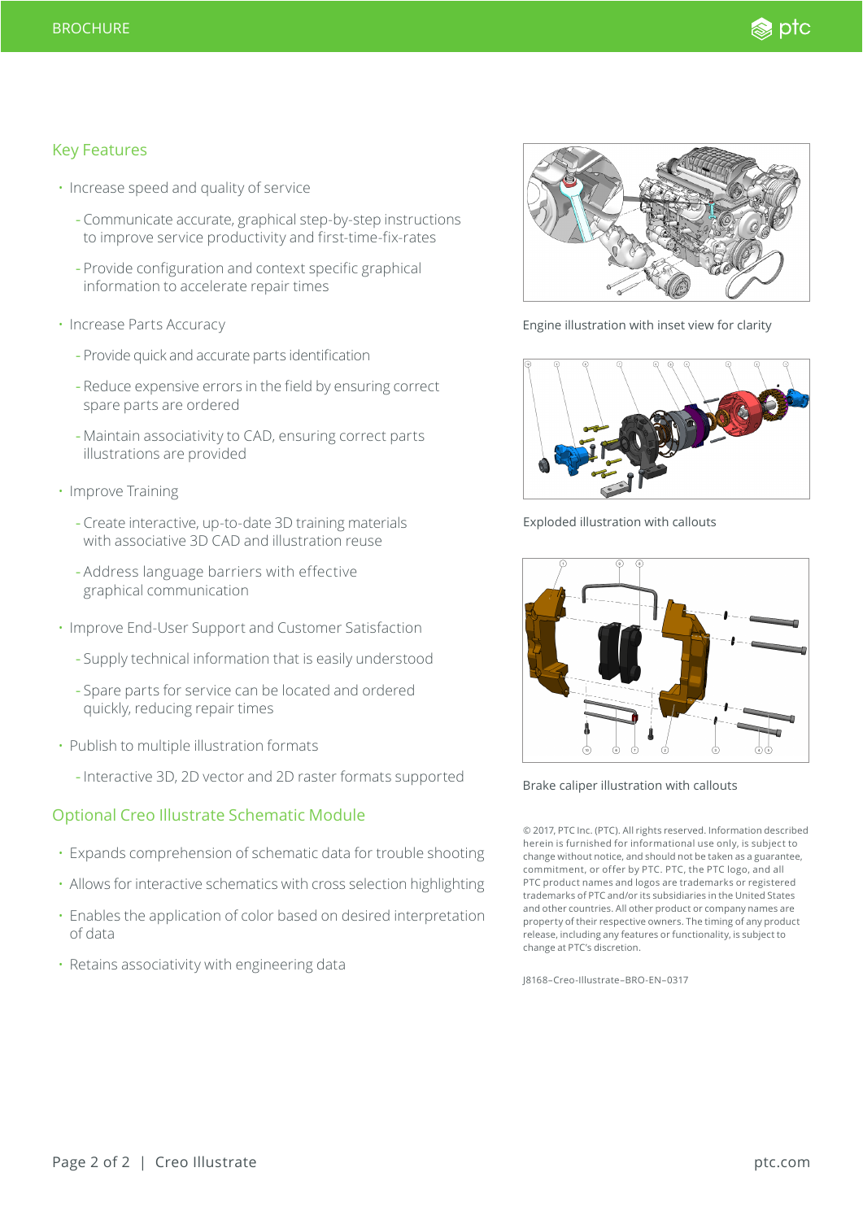## Key Features

- Increase speed and quality of service
  - Communicate accurate, graphical step-by-step instructions to improve service productivity and first-time-fix-rates
  - Provide configuration and context specific graphical information to accelerate repair times
- Increase Parts Accuracy
  - Provide quick and accurate parts identification
  - Reduce expensive errors in the field by ensuring correct spare parts are ordered
  - Maintain associativity to CAD, ensuring correct parts illustrations are provided
- Improve Training
  - Create interactive, up-to-date 3D training materials with associative 3D CAD and illustration reuse
  - Address language barriers with effective graphical communication
- Improve End-User Support and Customer Satisfaction
  - Supply technical information that is easily understood
  - Spare parts for service can be located and ordered quickly, reducing repair times
- Publish to multiple illustration formats
  - Interactive 3D, 2D vector and 2D raster formats supported

## Optional Creo Illustrate Schematic Module

- Expands comprehension of schematic data for trouble shooting
- Allows for interactive schematics with cross selection highlighting
- Enables the application of color based on desired interpretation of data
- Retains associativity with engineering data

Engine illustration with inset view for clarity

Exploded illustration with callouts

Brake caliper illustration with callouts

© 2017, PTC Inc. (PTC). All rights reserved. Information described herein is furnished for informational use only, is subject to change without notice, and should not be taken as a guarantee, commitment, or offer by PTC. PTC, the PTC logo, and all PTC product names and logos are trademarks or registered trademarks of PTC and/or its subsidiaries in the United States and other countries. All other product or company names are property of their respective owners. The timing of any product release, including any features or functionality, is subject to change at PTC's discretion.

J8168–Creo-Illustrate–BRO–EN–0317